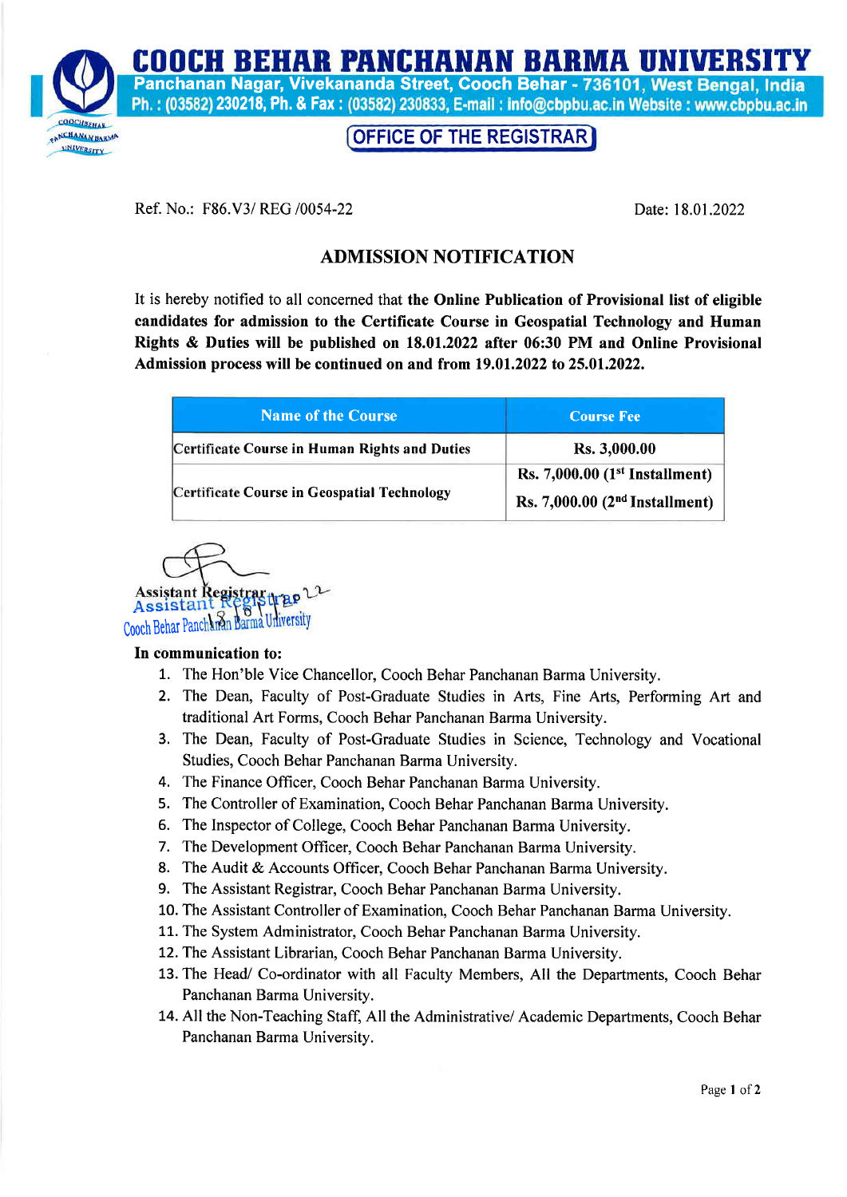# COOCH BEHAR PANCHANAN BARMA UNIVERSITY

Panchanan Nagar, Vivekananda Street, Cooch Behar - 736101, West Bengal, India

Ph. : (03582) 230218, Ph. & Fax : (03582) 230833, E-mail : info@cbpbu.ac.in Website : www.cbpbu.ac.in

**OFFICE OF THE REGISTRAR**

Ref. No.: F86.V3/ REG /0054-22

Date: 18.01.2022

## ADMISSION NOTIFICATION

It is hereby notified to all concerned that **the Online Publication of Provisional list of eligible candidates for admission to the Certificate Course in Geospatial Technology and Human Rights & Duties will be published on 18.01.2022 after 06:30 PM and Online Provisional Admission process will be continued on and from 19.01.2022 to 25.01.2022.**

| Name of the Course | Course Fee |
|---|---|
| Certificate Course in Human Rights and Duties | Rs. 3,000.00 |
| Certificate Course in Geospatial Technology | Rs. 7,000.00 (1st Installment)<br>Rs. 7,000.00 (2nd Installment) |

Assistant Registrar

Assistant Registrar

Cooch Behar Panchanan Barma University

**In communication to:**

1. The Hon'ble Vice Chancellor, Cooch Behar Panchanan Barma University.
2. The Dean, Faculty of Post-Graduate Studies in Arts, Fine Arts, Performing Art and traditional Art Forms, Cooch Behar Panchanan Barma University.
3. The Dean, Faculty of Post-Graduate Studies in Science, Technology and Vocational Studies, Cooch Behar Panchanan Barma University.
4. The Finance Officer, Cooch Behar Panchanan Barma University.
5. The Controller of Examination, Cooch Behar Panchanan Barma University.
6. The Inspector of College, Cooch Behar Panchanan Barma University.
7. The Development Officer, Cooch Behar Panchanan Barma University.
8. The Audit & Accounts Officer, Cooch Behar Panchanan Barma University.
9. The Assistant Registrar, Cooch Behar Panchanan Barma University.
10. The Assistant Controller of Examination, Cooch Behar Panchanan Barma University.
11. The System Administrator, Cooch Behar Panchanan Barma University.
12. The Assistant Librarian, Cooch Behar Panchanan Barma University.
13. The Head/ Co-ordinator with all Faculty Members, All the Departments, Cooch Behar Panchanan Barma University.
14. All the Non-Teaching Staff, All the Administrative/ Academic Departments, Cooch Behar Panchanan Barma University.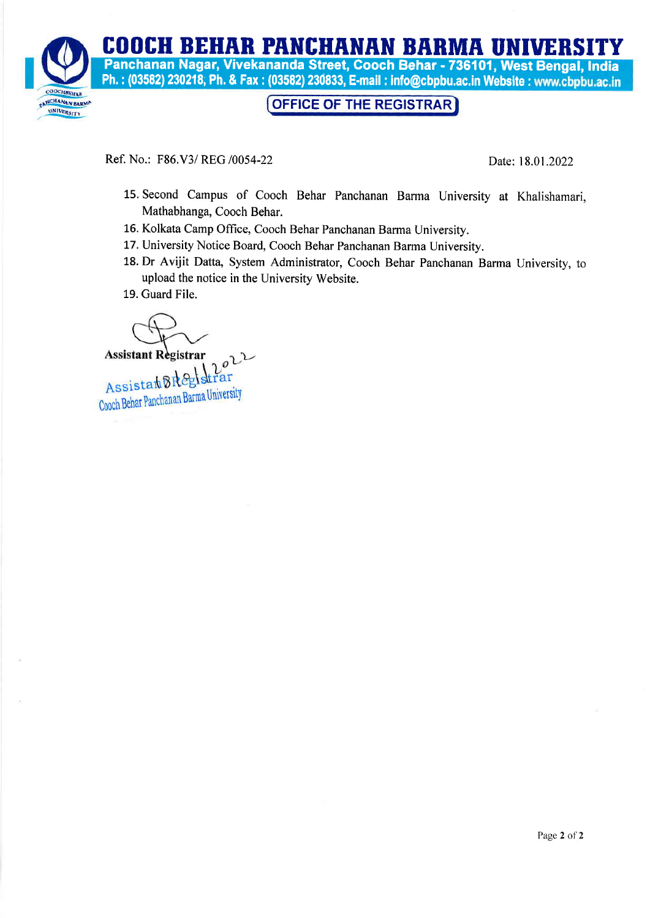# COOCH BEHAR PANCHANAN BARMA UNIVERSITY

Panchanan Nagar, Vivekananda Street, Cooch Behar - 736101, West Bengal, India
Ph. : (03582) 230218, Ph. & Fax : (03582) 230833, E-mail : info@cbpbu.ac.in Website : www.cbpbu.ac.in

**OFFICE OF THE REGISTRAR**

Ref. No.: F86.V3/ REG /0054-22

Date: 18.01.2022

15. Second Campus of Cooch Behar Panchanan Barma University at Khalishamari, Mathabhanga, Cooch Behar.
16. Kolkata Camp Office, Cooch Behar Panchanan Barma University.
17. University Notice Board, Cooch Behar Panchanan Barma University.
18. Dr Avijit Datta, System Administrator, Cooch Behar Panchanan Barma University, to upload the notice in the University Website.
19. Guard File.

**Assistant Registrar**

18/01/2022

Assistant Registrar
Cooch Behar Panchanan Barma University